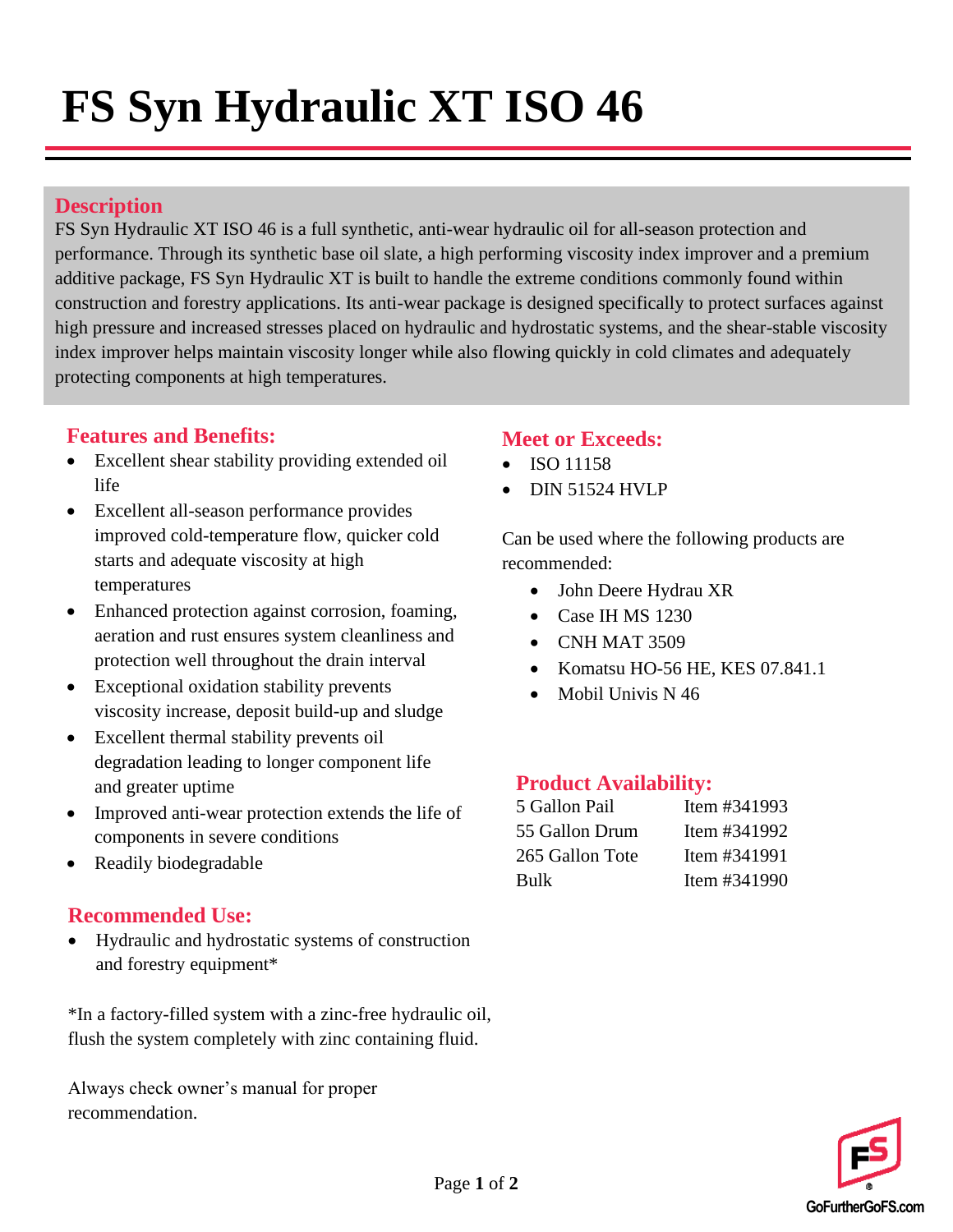# FS Syn Hydraulic XT ISO 46

## Description

FS Syn Hydraulic XT ISO 46 is a full synthetic, anti-wear hydraulic oil for all-season protection and performance. Through its synthetic base oil slate, a high performing viscosity index improver and a premium additive package, FS Syn Hydraulic XT is built to handle the extreme conditions commonly found within construction and forestry applications. Its anti-wear package is designed specifically to protect surfaces against high pressure and increased stresses placed on hydraulic and hydrostatic systems, and the shear-stable viscosity index improver helps maintain viscosity longer while also flowing quickly in cold climates and adequately protecting components at high temperatures.

## Features and Benefits:

- Excellent shear stability providing extended oil life
- Excellent all-season performance provides improved cold-temperature flow, quicker cold starts and adequate viscosity at high temperatures
- Enhanced protection against corrosion, foaming, aeration and rust ensures system cleanliness and protection well throughout the drain interval
- Exceptional oxidation stability prevents viscosity increase, deposit build-up and sludge
- Excellent thermal stability prevents oil degradation leading to longer component life and greater uptime
- Improved anti-wear protection extends the life of components in severe conditions
- Readily biodegradable

## Recommended Use:

- Hydraulic and hydrostatic systems of construction and forestry equipment*

*In a factory-filled system with a zinc-free hydraulic oil, flush the system completely with zinc containing fluid.

Always check owner's manual for proper recommendation.

## Meet or Exceeds:

- ISO 11158
- DIN 51524 HVLP

Can be used where the following products are recommended:

- John Deere Hydrau XR
- Case IH MS 1230
- CNH MAT 3509
- Komatsu HO-56 HE, KES 07.841.1
- Mobil Univis N 46

## Product Availability:

| | |
|---|---|
| 5 Gallon Pail | Item #341993 |
| 55 Gallon Drum | Item #341992 |
| 265 Gallon Tote | Item #341991 |
| Bulk | Item #341990 |

GoFurtherGoFS.com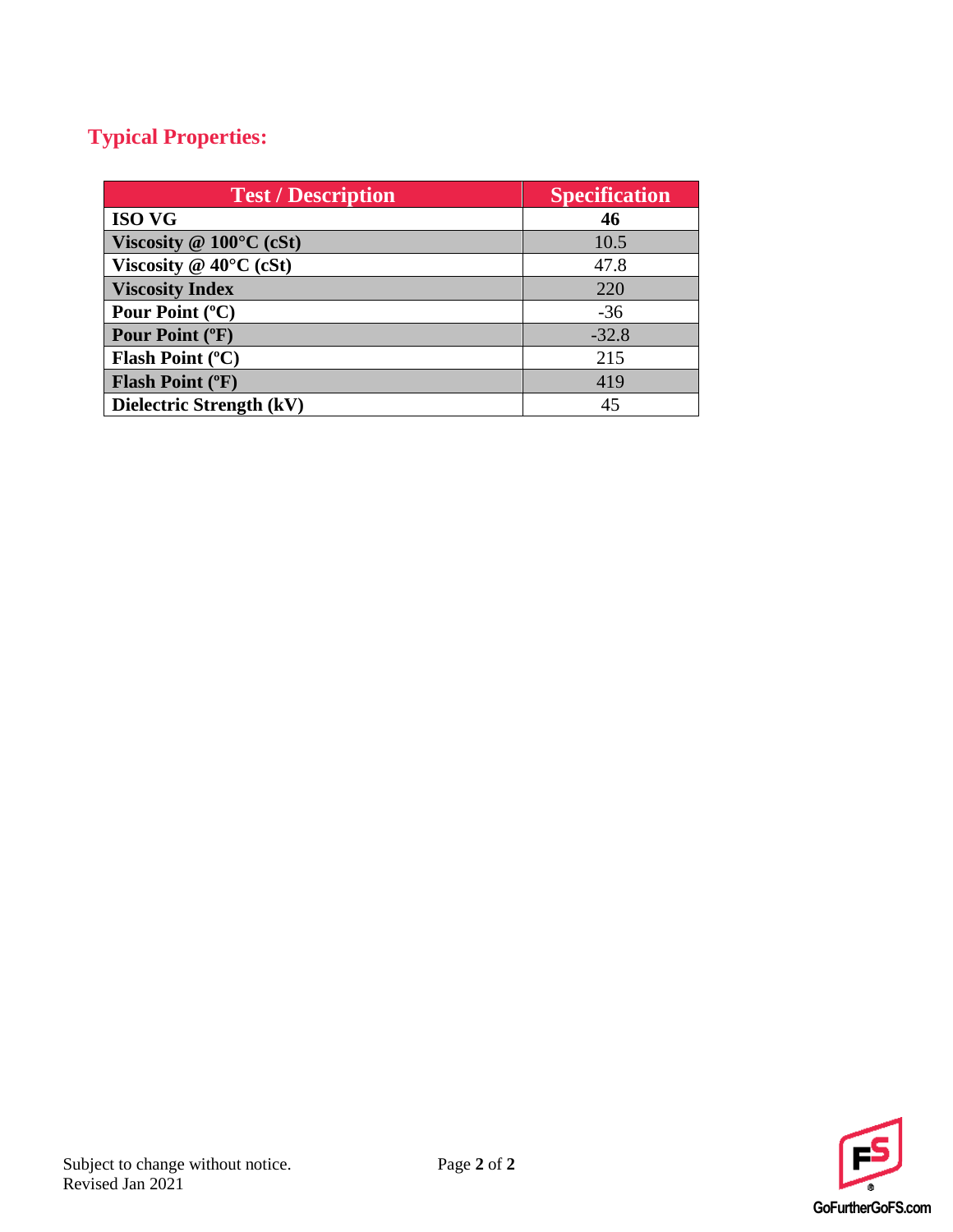## Typical Properties:

| Test / Description | Specification |
|---|---|
| **ISO VG** | **46** |
| **Viscosity @ 100°C (cSt)** | 10.5 |
| **Viscosity @ 40°C (cSt)** | 47.8 |
| **Viscosity Index** | 220 |
| **Pour Point (ºC)** | -36 |
| **Pour Point (ºF)** | -32.8 |
| **Flash Point (ºC)** | 215 |
| **Flash Point (ºF)** | 419 |
| **Dielectric Strength (kV)** | 45 |

Subject to change without notice.
Revised Jan 2021

GoFurtherGoFS.com